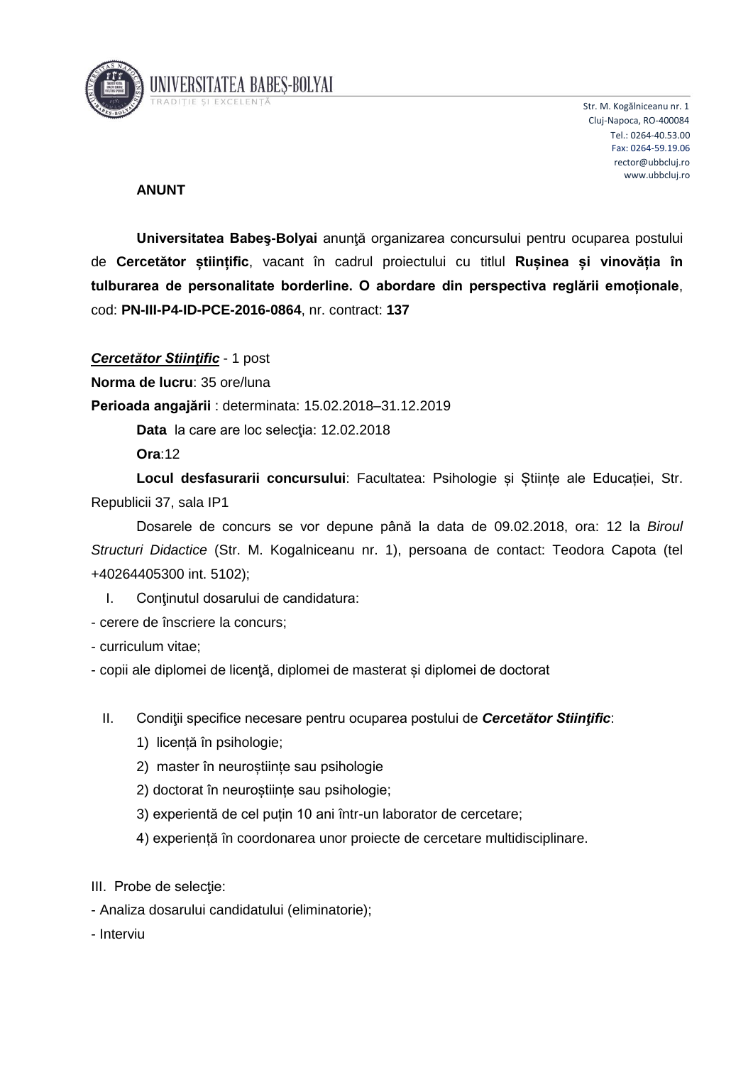UNIVERSITATEA BABEȘ-BOLYAI

TRADIȚIE ȘI EXCELENȚĂ

Str. M. Kogălniceanu nr. 1
Cluj-Napoca, RO-400084
Tel.: 0264-40.53.00
Fax: 0264-59.19.06
rector@ubbcluj.ro
www.ubbcluj.ro

**ANUNT**

**Universitatea Babeş-Bolyai** anunţă organizarea concursului pentru ocuparea postului de **Cercetător științific**, vacant în cadrul proiectului cu titlul **Rușinea și vinovăția în tulburarea de personalitate borderline. O abordare din perspectiva reglării emoționale**, cod: **PN-III-P4-ID-PCE-2016-0864**, nr. contract: **137**

***Cercetător Stiinţific*** - 1 post

**Norma de lucru**: 35 ore/luna

**Perioada angajării** : determinata: 15.02.2018–31.12.2019

**Data** la care are loc selecţia: 12.02.2018

**Ora**:12

**Locul desfasurarii concursului**: Facultatea: Psihologie și Științe ale Educației, Str. Republicii 37, sala IP1

Dosarele de concurs se vor depune până la data de 09.02.2018, ora: 12 la *Biroul Structuri Didactice* (Str. M. Kogalniceanu nr. 1), persoana de contact: Teodora Capota (tel +40264405300 int. 5102);

I. Conţinutul dosarului de candidatura:

- cerere de înscriere la concurs;
- curriculum vitae;
- copii ale diplomei de licenţă, diplomei de masterat și diplomei de doctorat

II. Condiţii specifice necesare pentru ocuparea postului de ***Cercetător Stiinţific***:

1) licență în psihologie;
2) master în neuroștiințe sau psihologie
2) doctorat în neuroștiințe sau psihologie;
3) experientă de cel puțin 10 ani într-un laborator de cercetare;
4) experiență în coordonarea unor proiecte de cercetare multidisciplinare.

III. Probe de selecţie:

- Analiza dosarului candidatului (eliminatorie);
- Interviu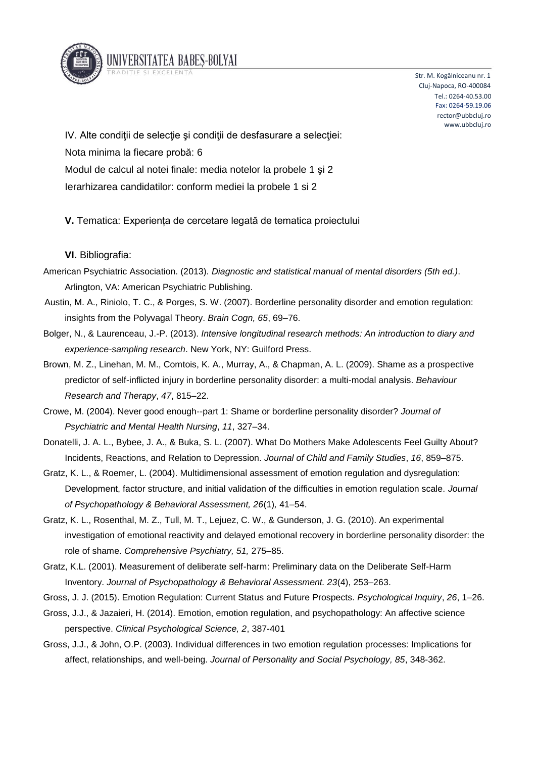IV. Alte condiţii de selecţie şi condiţii de desfasurare a selecţiei:

Nota minima la fiecare probă: 6

Modul de calcul al notei finale: media notelor la probele 1 şi 2

Ierarhizarea candidatilor: conform mediei la probele 1 si 2

**V.** Tematica: Experiența de cercetare legată de tematica proiectului

**VI.** Bibliografia:

American Psychiatric Association. (2013). *Diagnostic and statistical manual of mental disorders (5th ed.)*. Arlington, VA: American Psychiatric Publishing.

Austin, M. A., Riniolo, T. C., & Porges, S. W. (2007). Borderline personality disorder and emotion regulation: insights from the Polyvagal Theory. *Brain Cogn, 65*, 69–76.

Bolger, N., & Laurenceau, J.-P. (2013). *Intensive longitudinal research methods: An introduction to diary and experience-sampling research*. New York, NY: Guilford Press.

Brown, M. Z., Linehan, M. M., Comtois, K. A., Murray, A., & Chapman, A. L. (2009). Shame as a prospective predictor of self-inflicted injury in borderline personality disorder: a multi-modal analysis. *Behaviour Research and Therapy*, *47*, 815–22.

Crowe, M. (2004). Never good enough--part 1: Shame or borderline personality disorder? *Journal of Psychiatric and Mental Health Nursing*, *11*, 327–34.

Donatelli, J. A. L., Bybee, J. A., & Buka, S. L. (2007). What Do Mothers Make Adolescents Feel Guilty About? Incidents, Reactions, and Relation to Depression. *Journal of Child and Family Studies*, *16*, 859–875.

Gratz, K. L., & Roemer, L. (2004). Multidimensional assessment of emotion regulation and dysregulation: Development, factor structure, and initial validation of the difficulties in emotion regulation scale. *Journal of Psychopathology & Behavioral Assessment, 26*(1)*,* 41–54.

Gratz, K. L., Rosenthal, M. Z., Tull, M. T., Lejuez, C. W., & Gunderson, J. G. (2010). An experimental investigation of emotional reactivity and delayed emotional recovery in borderline personality disorder: the role of shame. *Comprehensive Psychiatry, 51,* 275–85.

Gratz, K.L. (2001). Measurement of deliberate self-harm: Preliminary data on the Deliberate Self-Harm Inventory. *Journal of Psychopathology & Behavioral Assessment. 23*(4), 253–263.

Gross, J. J. (2015). Emotion Regulation: Current Status and Future Prospects. *Psychological Inquiry*, *26*, 1–26.

Gross, J.J., & Jazaieri, H. (2014). Emotion, emotion regulation, and psychopathology: An affective science perspective. *Clinical Psychological Science, 2*, 387-401

Gross, J.J., & John, O.P. (2003). Individual differences in two emotion regulation processes: Implications for affect, relationships, and well-being. *Journal of Personality and Social Psychology, 85*, 348-362.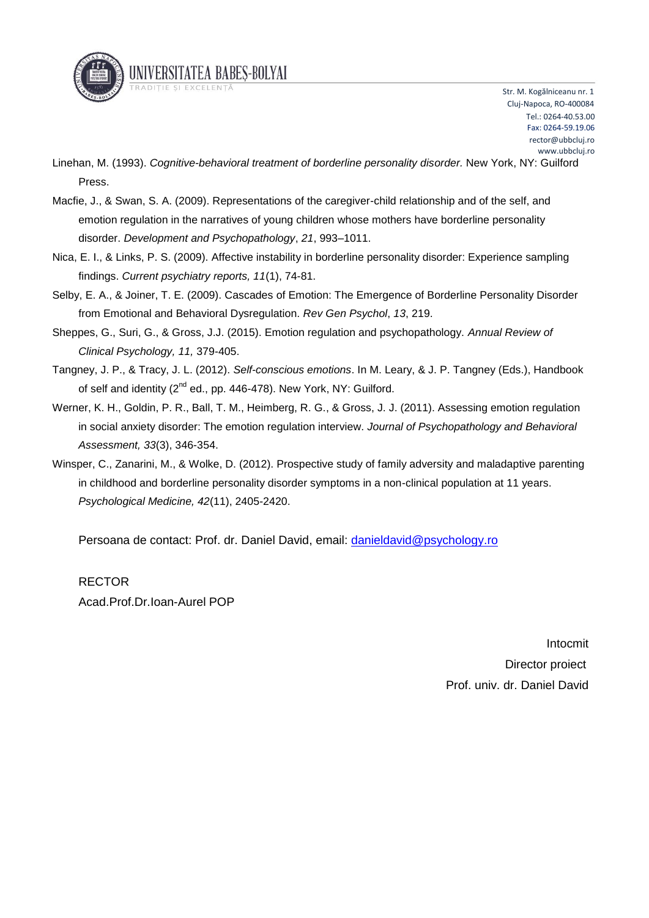Linehan, M. (1993). *Cognitive-behavioral treatment of borderline personality disorder.* New York, NY: Guilford Press.

Macfie, J., & Swan, S. A. (2009). Representations of the caregiver-child relationship and of the self, and emotion regulation in the narratives of young children whose mothers have borderline personality disorder. *Development and Psychopathology*, *21*, 993–1011.

Nica, E. I., & Links, P. S. (2009). Affective instability in borderline personality disorder: Experience sampling findings. *Current psychiatry reports, 11*(1), 74-81.

Selby, E. A., & Joiner, T. E. (2009). Cascades of Emotion: The Emergence of Borderline Personality Disorder from Emotional and Behavioral Dysregulation. *Rev Gen Psychol*, *13*, 219.

Sheppes, G., Suri, G., & Gross, J.J. (2015). Emotion regulation and psychopathology. *Annual Review of Clinical Psychology, 11,* 379-405.

Tangney, J. P., & Tracy, J. L. (2012). *Self-conscious emotions*. In M. Leary, & J. P. Tangney (Eds.), Handbook of self and identity (2nd ed., pp. 446-478). New York, NY: Guilford.

Werner, K. H., Goldin, P. R., Ball, T. M., Heimberg, R. G., & Gross, J. J. (2011). Assessing emotion regulation in social anxiety disorder: The emotion regulation interview. *Journal of Psychopathology and Behavioral Assessment, 33*(3), 346-354.

Winsper, C., Zanarini, M., & Wolke, D. (2012). Prospective study of family adversity and maladaptive parenting in childhood and borderline personality disorder symptoms in a non-clinical population at 11 years. *Psychological Medicine, 42*(11), 2405-2420.

Persoana de contact: Prof. dr. Daniel David, email: danieldavid@psychology.ro

RECTOR
Acad.Prof.Dr.Ioan-Aurel POP

Intocmit
Director proiect
Prof. univ. dr. Daniel David